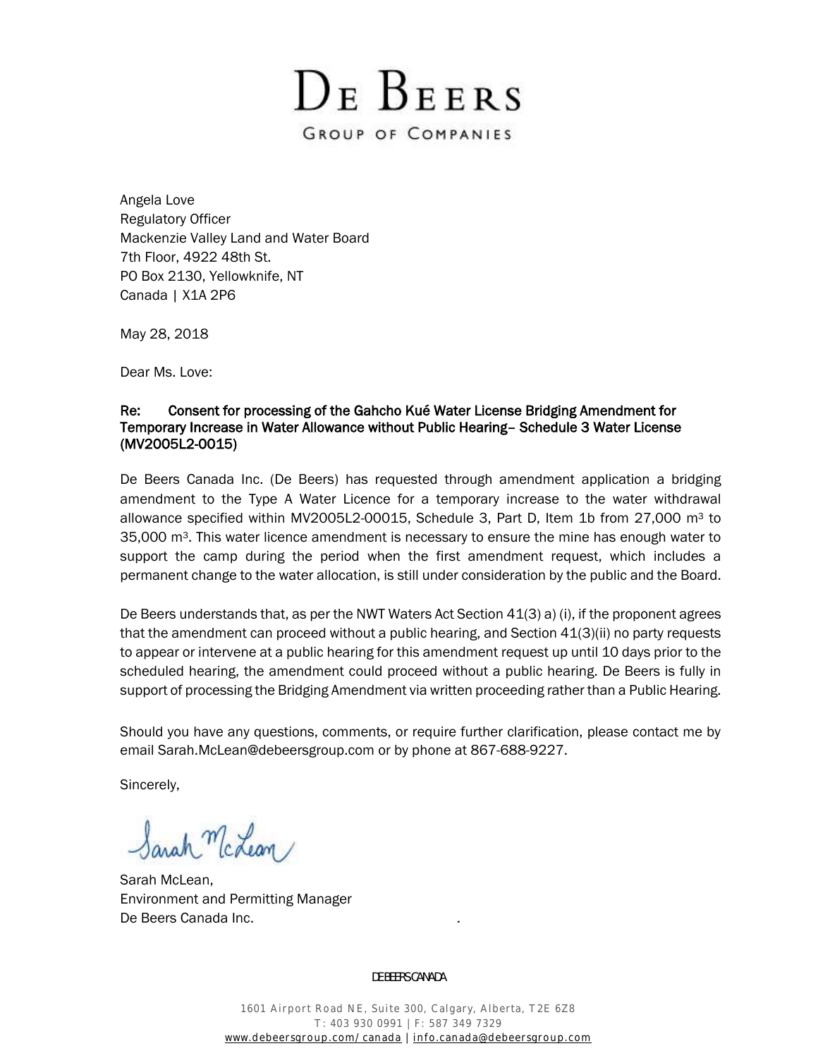# De Beers

GROUP OF COMPANIES

Angela Love
Regulatory Officer
Mackenzie Valley Land and Water Board
7th Floor, 4922 48th St.
PO Box 2130, Yellowknife, NT
Canada | X1A 2P6

May 28, 2018

Dear Ms. Love:

**Re: Consent for processing of the Gahcho Kué Water License Bridging Amendment for Temporary Increase in Water Allowance without Public Hearing– Schedule 3 Water License (MV2005L2-0015)**

De Beers Canada Inc. (De Beers) has requested through amendment application a bridging amendment to the Type A Water Licence for a temporary increase to the water withdrawal allowance specified within MV2005L2-00015, Schedule 3, Part D, Item 1b from 27,000 $m^3$ to 35,000 $m^3$. This water licence amendment is necessary to ensure the mine has enough water to support the camp during the period when the first amendment request, which includes a permanent change to the water allocation, is still under consideration by the public and the Board.

De Beers understands that, as per the NWT Waters Act Section 41(3) a) (i), if the proponent agrees that the amendment can proceed without a public hearing, and Section 41(3)(ii) no party requests to appear or intervene at a public hearing for this amendment request up until 10 days prior to the scheduled hearing, the amendment could proceed without a public hearing. De Beers is fully in support of processing the Bridging Amendment via written proceeding rather than a Public Hearing.

Should you have any questions, comments, or require further clarification, please contact me by email Sarah.McLean@debeersgroup.com or by phone at 867-688-9227.

Sincerely,

Sarah McLean,
Environment and Permitting Manager
De Beers Canada Inc.

DE BEERS CANADA

1601 Airport Road NE, Suite 300, Calgary, Alberta, T2E 6Z8
T: 403 930 0991 | F: 587 349 7329
www.debeersgroup.com/canada | info.canada@debeersgroup.com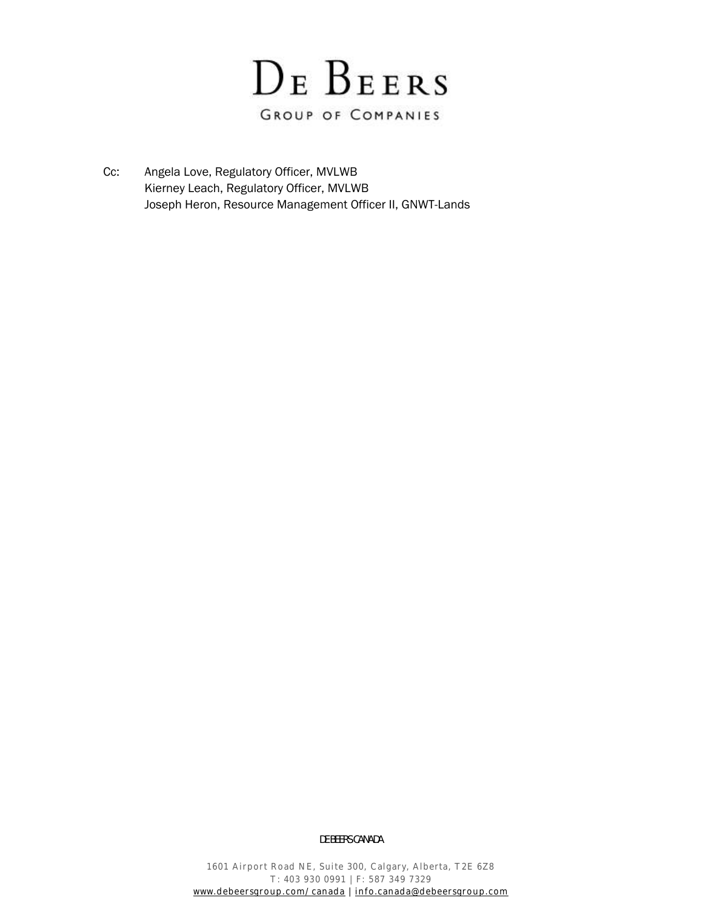Cc: Angela Love, Regulatory Officer, MVLWB
Kierney Leach, Regulatory Officer, MVLWB
Joseph Heron, Resource Management Officer II, GNWT-Lands